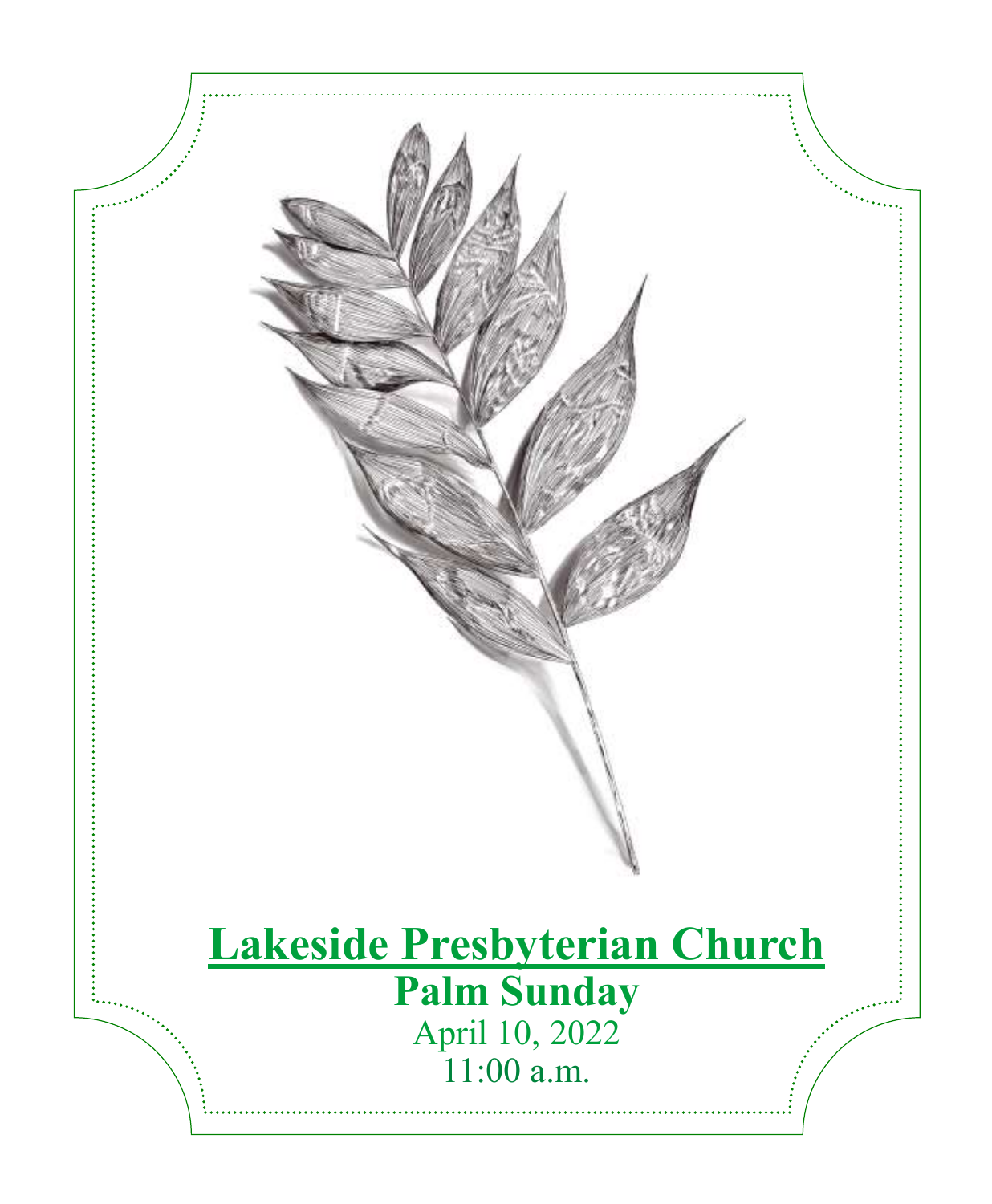# Lakeside Presbyterian Church

## Palm Sunday

April 10, 2022

11:00 a.m.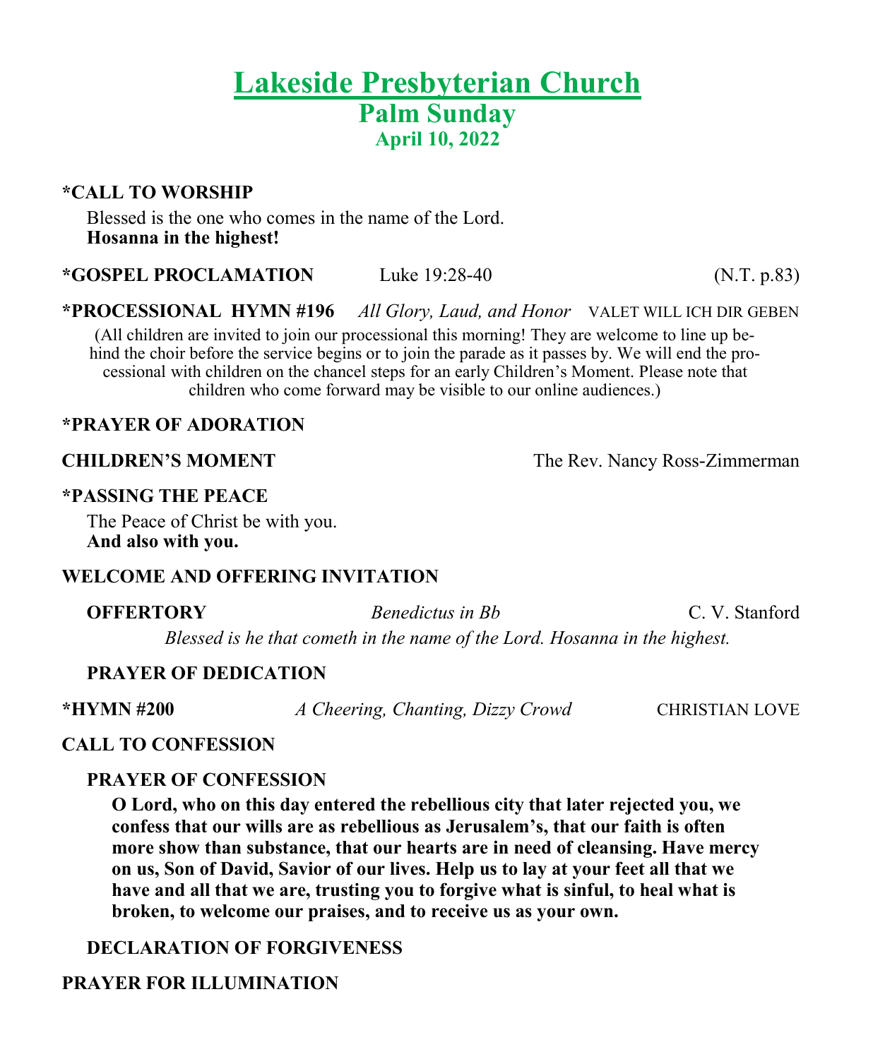# Lakeside Presbyterian Church

## Palm Sunday

### April 10, 2022

**\*CALL TO WORSHIP**

Blessed is the one who comes in the name of the Lord.
**Hosanna in the highest!**

**\*GOSPEL PROCLAMATION** Luke 19:28-40 (N.T. p.83)

**\*PROCESSIONAL HYMN #196** *All Glory, Laud, and Honor* VALET WILL ICH DIR GEBEN

(All children are invited to join our processional this morning! They are welcome to line up behind the choir before the service begins or to join the parade as it passes by. We will end the processional with children on the chancel steps for an early Children's Moment. Please note that children who come forward may be visible to our online audiences.)

**\*PRAYER OF ADORATION**

**CHILDREN'S MOMENT** The Rev. Nancy Ross-Zimmerman

**\*PASSING THE PEACE**

The Peace of Christ be with you.
**And also with you.**

**WELCOME AND OFFERING INVITATION**

**OFFERTORY** *Benedictus in Bb* C. V. Stanford

*Blessed is he that cometh in the name of the Lord. Hosanna in the highest.*

**PRAYER OF DEDICATION**

**\*HYMN #200** *A Cheering, Chanting, Dizzy Crowd* CHRISTIAN LOVE

**CALL TO CONFESSION**

**PRAYER OF CONFESSION**

**O Lord, who on this day entered the rebellious city that later rejected you, we confess that our wills are as rebellious as Jerusalem's, that our faith is often more show than substance, that our hearts are in need of cleansing. Have mercy on us, Son of David, Savior of our lives. Help us to lay at your feet all that we have and all that we are, trusting you to forgive what is sinful, to heal what is broken, to welcome our praises, and to receive us as your own.**

**DECLARATION OF FORGIVENESS**

**PRAYER FOR ILLUMINATION**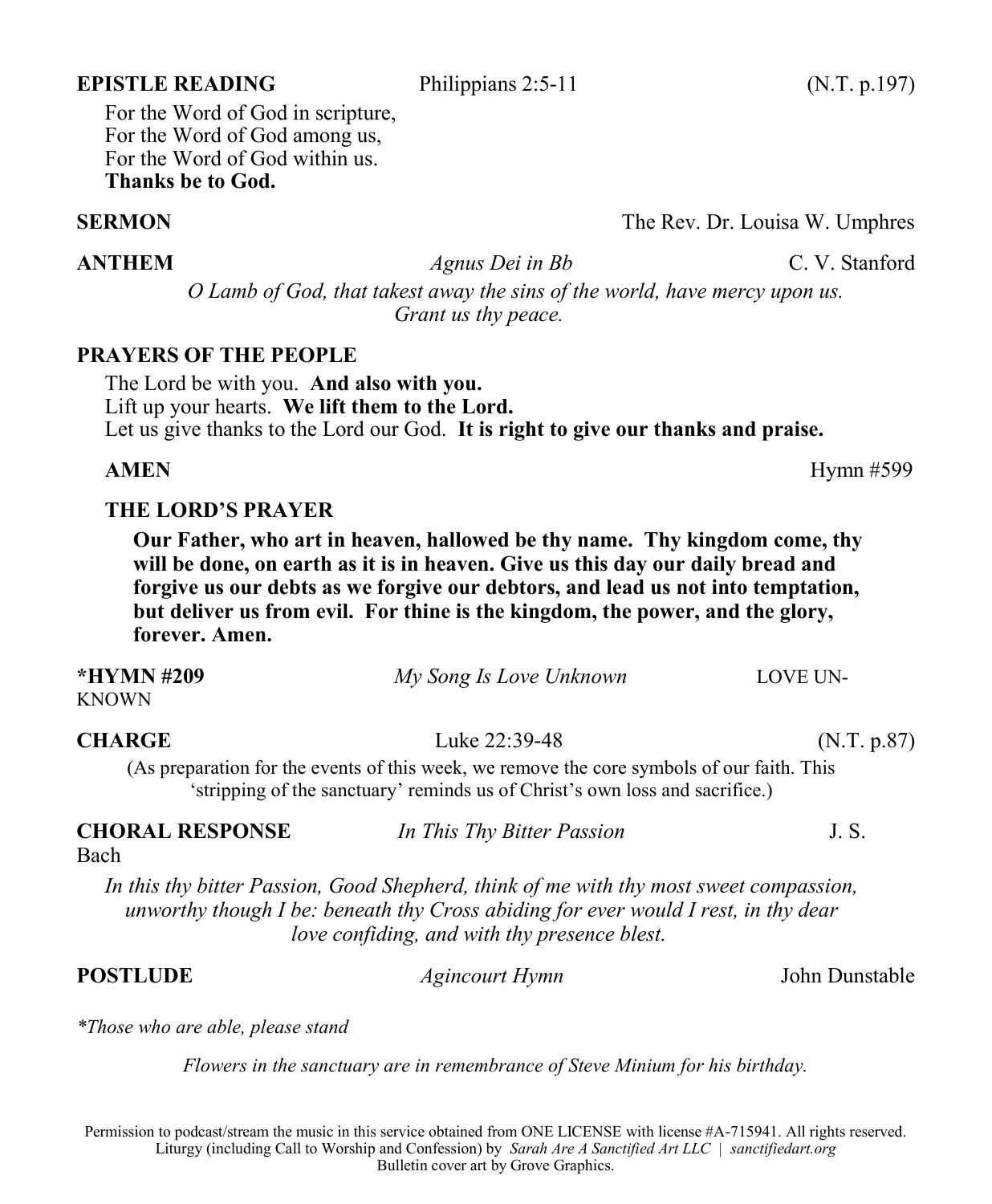**EPISTLE READING** Philippians 2:5-11 (N.T. p.197)

For the Word of God in scripture,
For the Word of God among us,
For the Word of God within us.
**Thanks be to God.**

**SERMON** The Rev. Dr. Louisa W. Umphres

**ANTHEM** *Agnus Dei in Bb* C. V. Stanford

*O Lamb of God, that takest away the sins of the world, have mercy upon us. Grant us thy peace.*

**PRAYERS OF THE PEOPLE**

The Lord be with you. **And also with you.**
Lift up your hearts. **We lift them to the Lord.**
Let us give thanks to the Lord our God. **It is right to give our thanks and praise.**

**AMEN** Hymn #599

**THE LORD'S PRAYER**

**Our Father, who art in heaven, hallowed be thy name. Thy kingdom come, thy will be done, on earth as it is in heaven. Give us this day our daily bread and forgive us our debts as we forgive our debtors, and lead us not into temptation, but deliver us from evil. For thine is the kingdom, the power, and the glory, forever. Amen.**

**\*HYMN #209** *My Song Is Love Unknown* LOVE UNKNOWN

**CHARGE** Luke 22:39-48 (N.T. p.87)

(As preparation for the events of this week, we remove the core symbols of our faith. This 'stripping of the sanctuary' reminds us of Christ's own loss and sacrifice.)

**CHORAL RESPONSE** *In This Thy Bitter Passion* J. S. Bach

*In this thy bitter Passion, Good Shepherd, think of me with thy most sweet compassion, unworthy though I be: beneath thy Cross abiding for ever would I rest, in thy dear love confiding, and with thy presence blest.*

**POSTLUDE** *Agincourt Hymn* John Dunstable

*\*Those who are able, please stand*

*Flowers in the sanctuary are in remembrance of Steve Minium for his birthday.*

Permission to podcast/stream the music in this service obtained from ONE LICENSE with license #A-715941. All rights reserved.
Liturgy (including Call to Worship and Confession) by *Sarah Are A Sanctified Art LLC | sanctifiedart.org*
Bulletin cover art by Grove Graphics.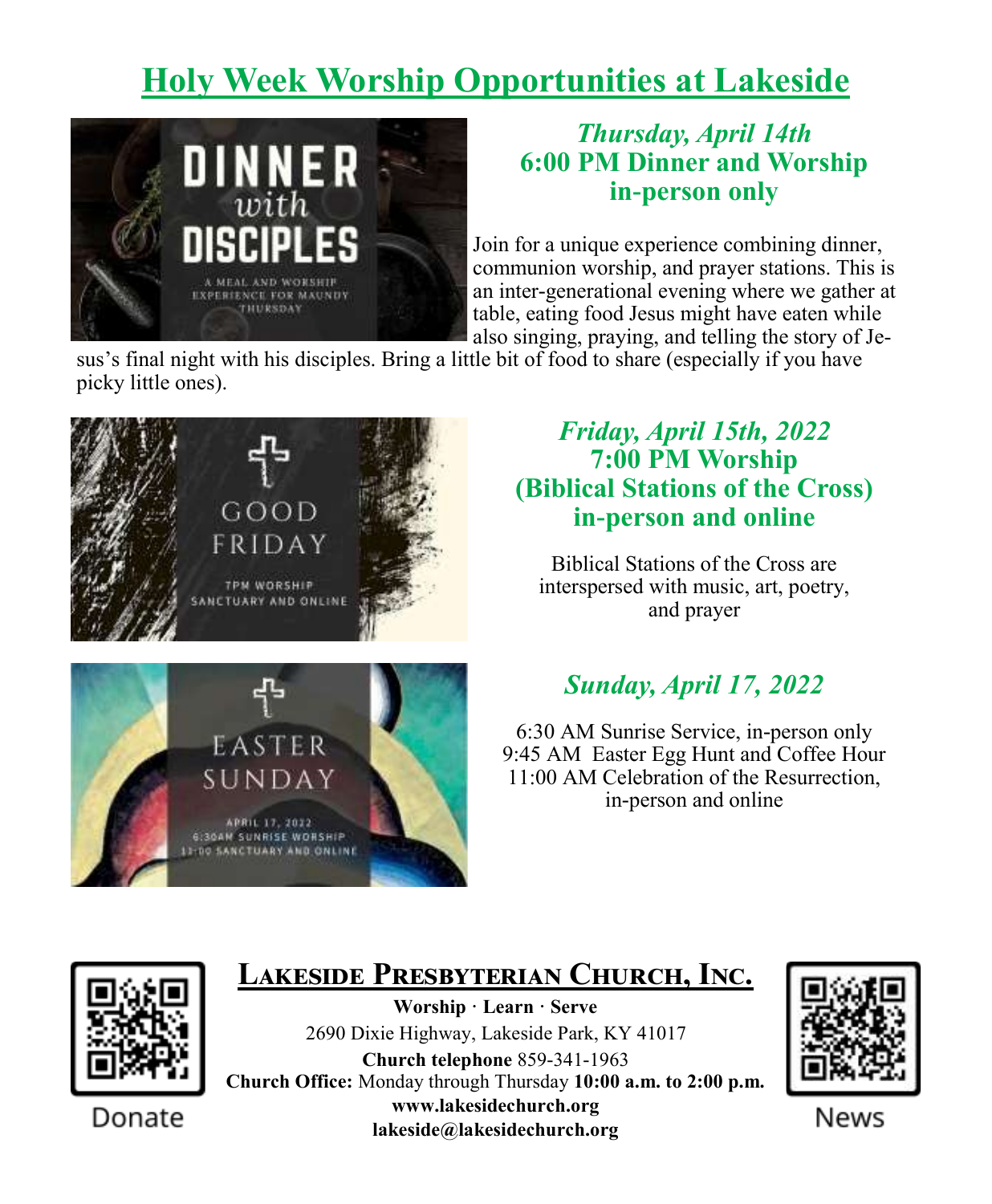# Holy Week Worship Opportunities at Lakeside

### *Thursday, April 14th*
### 6:00 PM Dinner and Worship
### in-person only

Join for a unique experience combining dinner, communion worship, and prayer stations. This is an inter-generational evening where we gather at table, eating food Jesus might have eaten while also singing, praying, and telling the story of Jesus's final night with his disciples. Bring a little bit of food to share (especially if you have picky little ones).

### *Friday, April 15th, 2022*
### 7:00 PM Worship
### (Biblical Stations of the Cross)
### in-person and online

Biblical Stations of the Cross are interspersed with music, art, poetry, and prayer

### *Sunday, April 17, 2022*

6:30 AM Sunrise Service, in-person only
9:45 AM Easter Egg Hunt and Coffee Hour
11:00 AM Celebration of the Resurrection, in-person and online

Donate

## Lakeside Presbyterian Church, Inc.

**Worship · Learn · Serve**
2690 Dixie Highway, Lakeside Park, KY 41017
**Church telephone** 859-341-1963
**Church Office:** Monday through Thursday **10:00 a.m. to 2:00 p.m.**
**www.lakesidechurch.org**
**lakeside@lakesidechurch.org**

News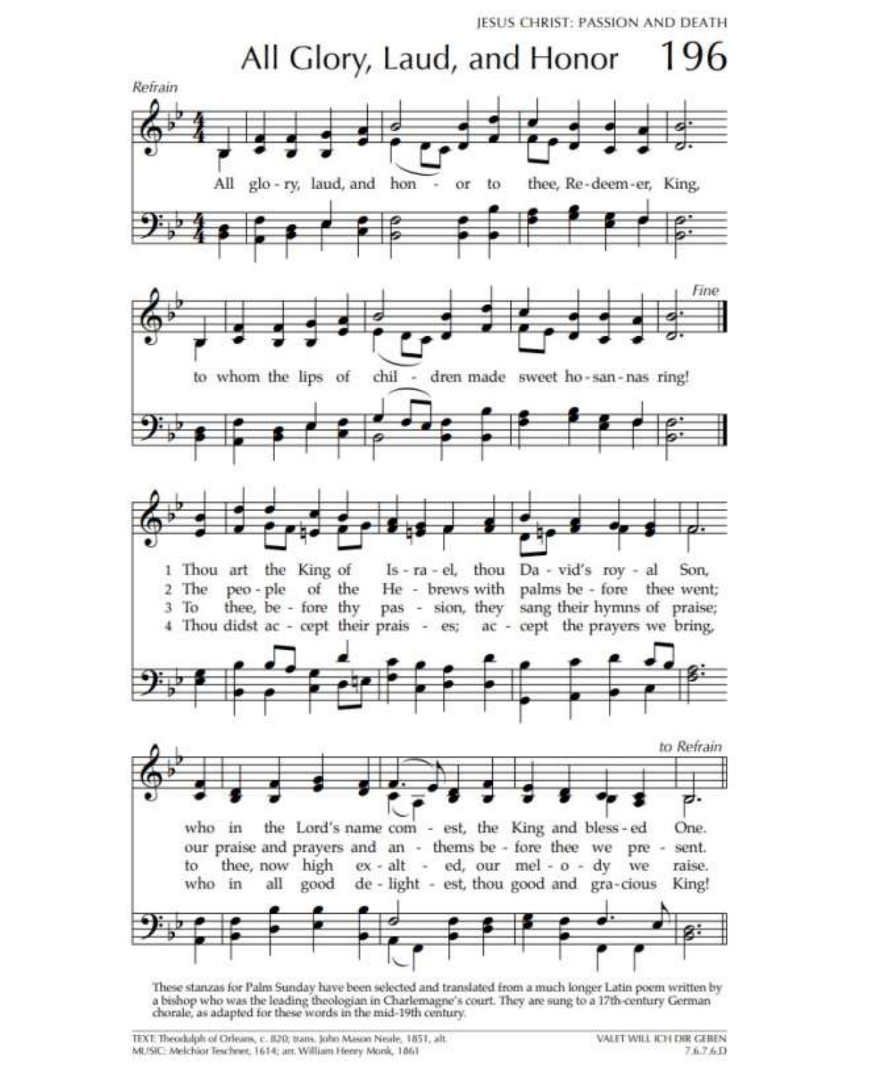JESUS CHRIST: PASSION AND DEATH

# All Glory, Laud, and Honor 196

*Refrain*

All glory, laud, and honor to thee, Redeemer, King,
to whom the lips of children made sweet hosannas ring!

*Fine*

1 Thou art the King of Israel, thou David's royal Son,
who in the Lord's name comest, the King and blessed One.

2 The people of the Hebrews with palms before thee went;
our praise and prayers and anthems before thee we present.

3 To thee, before thy passion, they sang their hymns of praise;
to thee, now high exalted, our melody we raise.

4 Thou didst accept their praises; accept the prayers we bring,
who in all good delightest, thou good and gracious King!

*to Refrain*

These stanzas for Palm Sunday have been selected and translated from a much longer Latin poem written by a bishop who was the leading theologian in Charlemagne's court. They are sung to a 17th-century German chorale, as adapted for these words in the mid-19th century.

TEXT: Theodulph of Orleans, c. 820; trans. John Mason Neale, 1851, alt.
MUSIC: Melchior Teschner, 1614; arr. William Henry Monk, 1861

VALET WILL ICH DIR GEBEN
7.6.7.6.D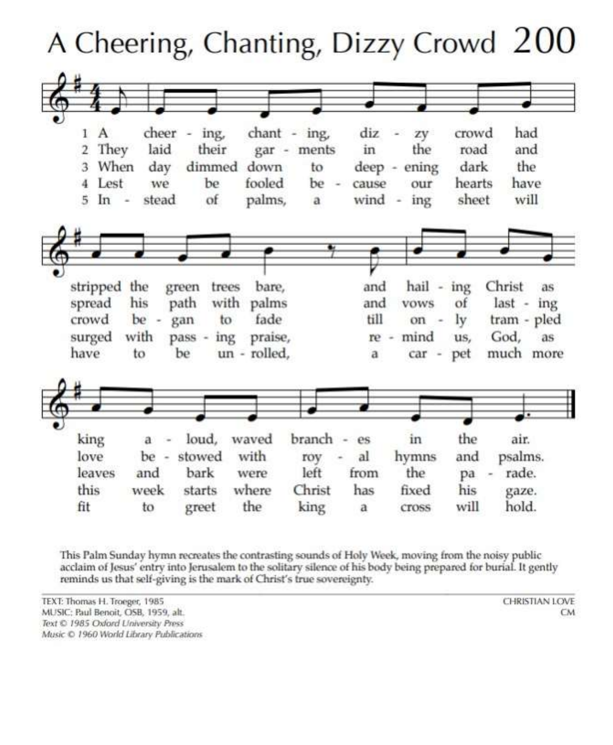# A Cheering, Chanting, Dizzy Crowd 200

1 A cheer-ing, chant-ing, diz-zy crowd had stripped the green trees bare, and hail-ing Christ as king a-loud, waved branch-es in the air.

2 They laid their gar-ments in the road and spread his path with palms and vows of last-ing love be-stowed with roy-al hymns and psalms.

3 When day dimmed down to deep-ening dark the crowd be-gan to fade till on-ly tram-pled leaves and bark were left from the pa-rade.

4 Lest we be fooled be-cause our hearts have surged with pass-ing praise, re-mind us, God, as this week starts where Christ has fixed his gaze.

5 In-stead of palms, a wind-ing sheet will have to be un-rolled, a car-pet much more fit to greet the king a cross will hold.

This Palm Sunday hymn recreates the contrasting sounds of Holy Week, moving from the noisy public acclaim of Jesus' entry into Jerusalem to the solitary silence of his body being prepared for burial. It gently reminds us that self-giving is the mark of Christ's true sovereignty.

TEXT: Thomas H. Troeger, 1985
MUSIC: Paul Benoit, OSB, 1959, alt.
*Text © 1985 Oxford University Press*
*Music © 1960 World Library Publications*

CHRISTIAN LOVE
CM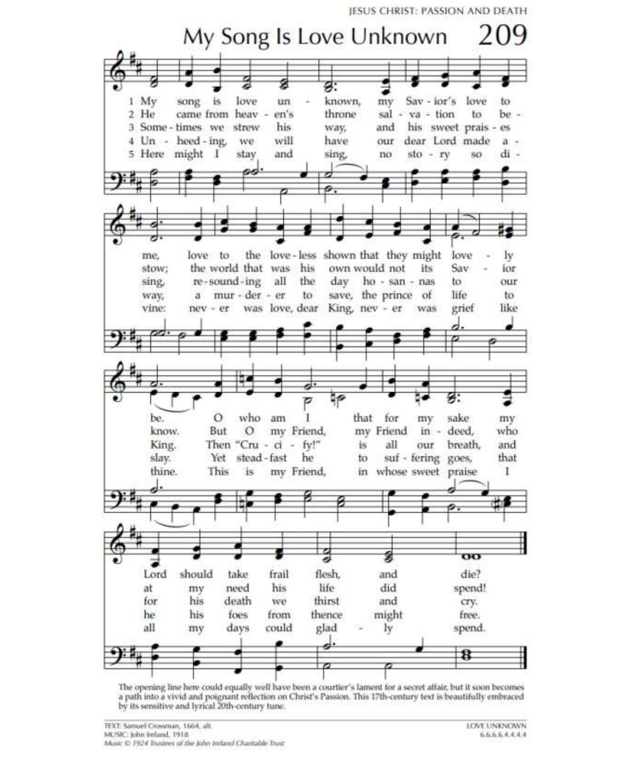# My Song Is Love Unknown 209

1 My song is love unknown, my Savior's love to me, love to the loveless shown that they might lovely be. O who am I that for my sake my Lord should take frail flesh, and die?

2 He came from heaven's throne salvation to bestow; the world that was his own would not its Savior know. But O my Friend, my Friend indeed, who at my need his life did spend!

3 Sometimes we strew his way, and his sweet praises sing, resounding all the day hosannas to our King. Then "Crucify!" is all our breath, and for his death we thirst and cry.

4 Unheeding, we will have our dear Lord made away, a murderer to save, the prince of life to slay. Yet steadfast he to suffering goes, that he his foes from thence might free.

5 Here might I stay and sing, no story so divine: never was love, dear King, never was grief like thine. This is my Friend, in whose sweet praise I all my days could gladly spend.

The opening line here could equally well have been a courtier's lament for a secret affair, but it soon becomes a path into a vivid and poignant reflection on Christ's Passion. This 17th-century text is beautifully embraced by its sensitive and lyrical 20th-century tune.

TEXT: Samuel Crossman, 1664, alt.
MUSIC: John Ireland, 1918
*Music © 1924 Trustees of the John Ireland Charitable Trust*

LOVE UNKNOWN
6.6.6.6.4.4.4.4